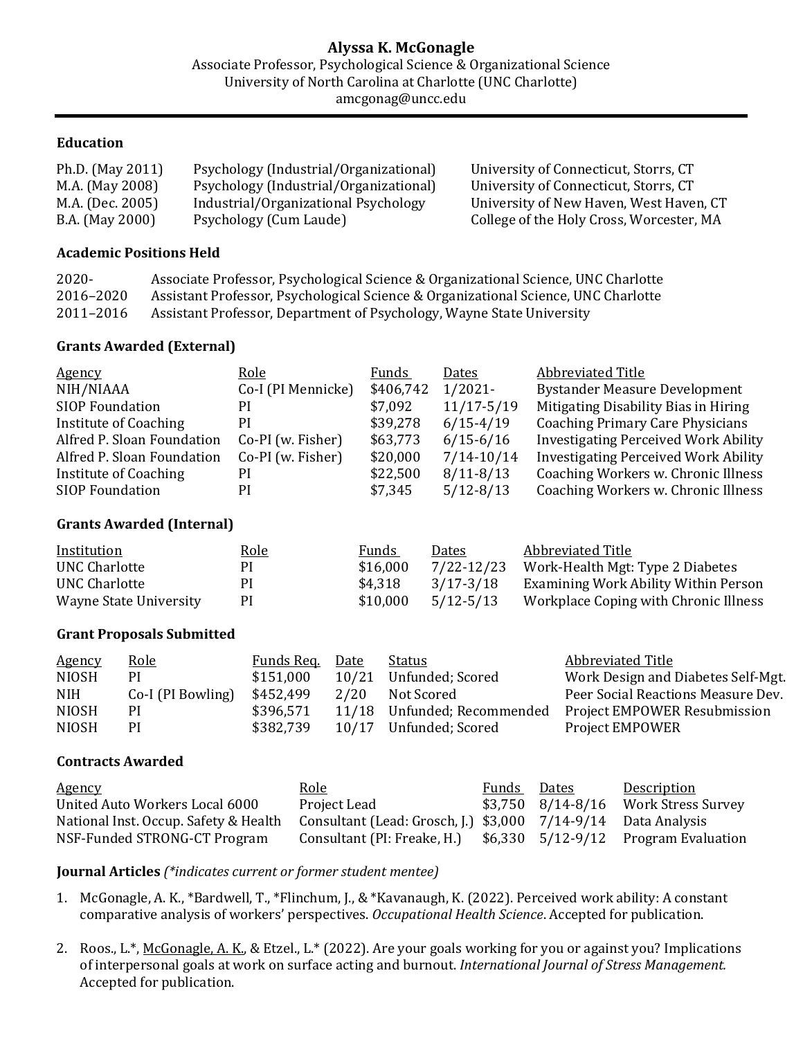# Alyssa K. McGonagle

Associate Professor, Psychological Science & Organizational Science
University of North Carolina at Charlotte (UNC Charlotte)
amcgonag@uncc.edu

## Education

| | | |
|---|---|---|
| Ph.D. (May 2011) | Psychology (Industrial/Organizational) | University of Connecticut, Storrs, CT |
| M.A. (May 2008) | Psychology (Industrial/Organizational) | University of Connecticut, Storrs, CT |
| M.A. (Dec. 2005) | Industrial/Organizational Psychology | University of New Haven, West Haven, CT |
| B.A. (May 2000) | Psychology (Cum Laude) | College of the Holy Cross, Worcester, MA |

## Academic Positions Held

| | |
|---|---|
| 2020- | Associate Professor, Psychological Science & Organizational Science, UNC Charlotte |
| 2016–2020 | Assistant Professor, Psychological Science & Organizational Science, UNC Charlotte |
| 2011–2016 | Assistant Professor, Department of Psychology, Wayne State University |

## Grants Awarded (External)

| Agency | Role | Funds | Dates | Abbreviated Title |
|---|---|---|---|---|
| NIH/NIAAA | Co-I (PI Mennicke) | $406,742 | 1/2021- | Bystander Measure Development |
| SIOP Foundation | PI | $7,092 | 11/17-5/19 | Mitigating Disability Bias in Hiring |
| Institute of Coaching | PI | $39,278 | 6/15-4/19 | Coaching Primary Care Physicians |
| Alfred P. Sloan Foundation | Co-PI (w. Fisher) | $63,773 | 6/15-6/16 | Investigating Perceived Work Ability |
| Alfred P. Sloan Foundation | Co-PI (w. Fisher) | $20,000 | 7/14-10/14 | Investigating Perceived Work Ability |
| Institute of Coaching | PI | $22,500 | 8/11-8/13 | Coaching Workers w. Chronic Illness |
| SIOP Foundation | PI | $7,345 | 5/12-8/13 | Coaching Workers w. Chronic Illness |

## Grants Awarded (Internal)

| Institution | Role | Funds | Dates | Abbreviated Title |
|---|---|---|---|---|
| UNC Charlotte | PI | $16,000 | 7/22-12/23 | Work-Health Mgt: Type 2 Diabetes |
| UNC Charlotte | PI | $4,318 | 3/17-3/18 | Examining Work Ability Within Person |
| Wayne State University | PI | $10,000 | 5/12-5/13 | Workplace Coping with Chronic Illness |

## Grant Proposals Submitted

| Agency | Role | Funds Req. | Date | Status | Abbreviated Title |
|---|---|---|---|---|---|
| NIOSH | PI | $151,000 | 10/21 | Unfunded; Scored | Work Design and Diabetes Self-Mgt. |
| NIH | Co-I (PI Bowling) | $452,499 | 2/20 | Not Scored | Peer Social Reactions Measure Dev. |
| NIOSH | PI | $396,571 | 11/18 | Unfunded; Recommended | Project EMPOWER Resubmission |
| NIOSH | PI | $382,739 | 10/17 | Unfunded; Scored | Project EMPOWER |

## Contracts Awarded

| Agency | Role | Funds | Dates | Description |
|---|---|---|---|---|
| United Auto Workers Local 6000 | Project Lead | $3,750 | 8/14-8/16 | Work Stress Survey |
| National Inst. Occup. Safety & Health | Consultant (Lead: Grosch, J.) | $3,000 | 7/14-9/14 | Data Analysis |
| NSF-Funded STRONG-CT Program | Consultant (PI: Freake, H.) | $6,330 | 5/12-9/12 | Program Evaluation |

## Journal Articles *(\*indicates current or former student mentee)*

1. McGonagle, A. K., *Bardwell, T., *Flinchum, J., & *Kavanaugh, K. (2022). Perceived work ability: A constant comparative analysis of workers' perspectives. *Occupational Health Science*. Accepted for publication.

2. Roos., L.*, McGonagle, A. K., & Etzel., L.* (2022). Are your goals working for you or against you? Implications of interpersonal goals at work on surface acting and burnout. *International Journal of Stress Management.* Accepted for publication.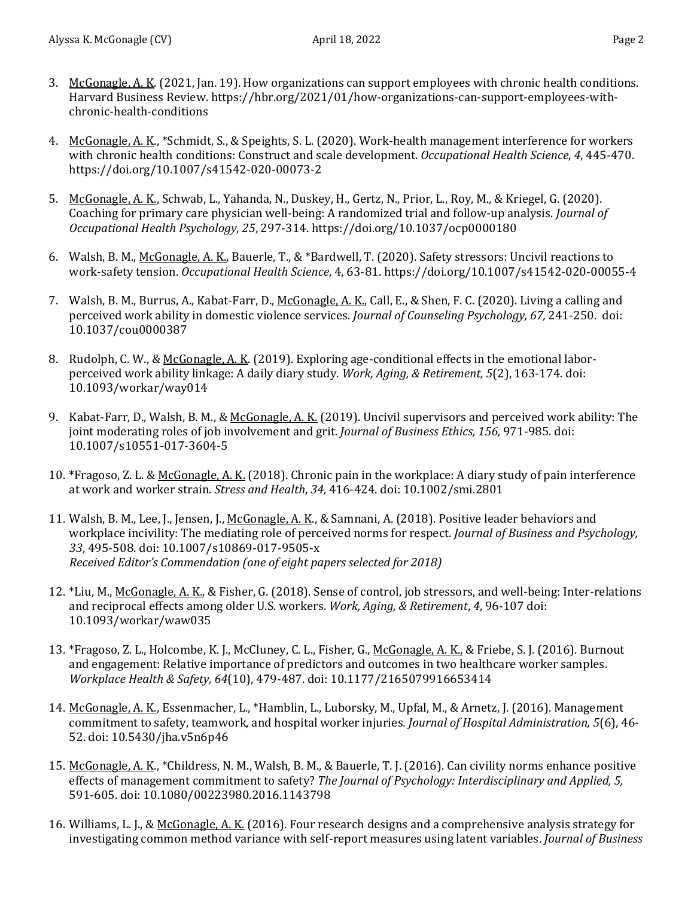3. McGonagle, A. K. (2021, Jan. 19). How organizations can support employees with chronic health conditions. Harvard Business Review. https://hbr.org/2021/01/how-organizations-can-support-employees-with-chronic-health-conditions

4. McGonagle, A. K., *Schmidt, S., & Speights, S. L. (2020). Work-health management interference for workers with chronic health conditions: Construct and scale development. *Occupational Health Science*, *4*, 445-470. https://doi.org/10.1007/s41542-020-00073-2

5. McGonagle, A. K., Schwab, L., Yahanda, N., Duskey, H., Gertz, N., Prior, L., Roy, M., & Kriegel, G. (2020). Coaching for primary care physician well-being: A randomized trial and follow-up analysis. *Journal of Occupational Health Psychology*, *25*, 297-314. https://doi.org/10.1037/ocp0000180

6. Walsh, B. M., McGonagle, A. K., Bauerle, T., & *Bardwell, T. (2020). Safety stressors: Uncivil reactions to work-safety tension. *Occupational Health Science*, 4, 63-81. https://doi.org/10.1007/s41542-020-00055-4

7. Walsh, B. M., Burrus, A., Kabat-Farr, D., McGonagle, A. K., Call, E., & Shen, F. C. (2020). Living a calling and perceived work ability in domestic violence services. *Journal of Counseling Psychology, 67,* 241-250. doi: 10.1037/cou0000387

8. Rudolph, C. W., & McGonagle, A. K. (2019). Exploring age-conditional effects in the emotional labor-perceived work ability linkage: A daily diary study. *Work, Aging, & Retirement, 5*(2), 163-174. doi: 10.1093/workar/way014

9. Kabat-Farr, D., Walsh, B. M., & McGonagle, A. K. (2019). Uncivil supervisors and perceived work ability: The joint moderating roles of job involvement and grit. *Journal of Business Ethics, 156,* 971-985. doi: 10.1007/s10551-017-3604-5

10. *Fragoso, Z. L. & McGonagle, A. K. (2018). Chronic pain in the workplace: A diary study of pain interference at work and worker strain. *Stress and Health*, *34,* 416-424. doi: 10.1002/smi.2801

11. Walsh, B. M., Lee, J., Jensen, J., McGonagle, A. K., & Samnani, A. (2018). Positive leader behaviors and workplace incivility: The mediating role of perceived norms for respect. *Journal of Business and Psychology, 33*, 495-508. doi: 10.1007/s10869-017-9505-x
*Received Editor's Commendation (one of eight papers selected for 2018)*

12. *Liu, M., McGonagle, A. K., & Fisher, G. (2018). Sense of control, job stressors, and well-being: Inter-relations and reciprocal effects among older U.S. workers. *Work, Aging, & Retirement*, *4*, 96-107 doi: 10.1093/workar/waw035

13. *Fragoso, Z. L., Holcombe, K. J., McCluney, C. L., Fisher, G., McGonagle, A. K., & Friebe, S. J. (2016). Burnout and engagement: Relative importance of predictors and outcomes in two healthcare worker samples. *Workplace Health & Safety, 64*(10), 479-487. doi: 10.1177/2165079916653414

14. McGonagle, A. K., Essenmacher, L., *Hamblin, L., Luborsky, M., Upfal, M., & Arnetz, J. (2016). Management commitment to safety, teamwork, and hospital worker injuries. *Journal of Hospital Administration, 5*(6), 46-52. doi: 10.5430/jha.v5n6p46

15. McGonagle, A. K., *Childress, N. M., Walsh, B. M., & Bauerle, T. J. (2016). Can civility norms enhance positive effects of management commitment to safety? *The Journal of Psychology: Interdisciplinary and Applied, 5,* 591-605. doi: 10.1080/00223980.2016.1143798

16. Williams, L. J., & McGonagle, A. K. (2016). Four research designs and a comprehensive analysis strategy for investigating common method variance with self-report measures using latent variables. *Journal of Business*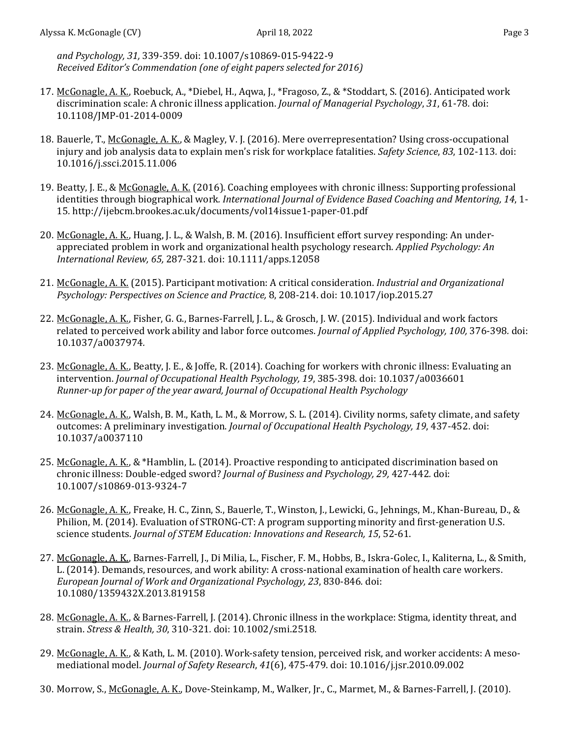*and Psychology, 31,* 339-359. doi: 10.1007/s10869-015-9422-9
*Received Editor's Commendation (one of eight papers selected for 2016)*

17. McGonagle, A. K., Roebuck, A., *Diebel, H., Aqwa, J., *Fragoso, Z., & *Stoddart, S. (2016). Anticipated work discrimination scale: A chronic illness application. *Journal of Managerial Psychology*, *31*, 61-78. doi: 10.1108/JMP-01-2014-0009

18. Bauerle, T., McGonagle, A. K., & Magley, V. J. (2016). Mere overrepresentation? Using cross-occupational injury and job analysis data to explain men's risk for workplace fatalities. *Safety Science*, *83*, 102-113. doi: 10.1016/j.ssci.2015.11.006

19. Beatty, J. E., & McGonagle, A. K. (2016). Coaching employees with chronic illness: Supporting professional identities through biographical work. *International Journal of Evidence Based Coaching and Mentoring, 14*, 1-15. http://ijebcm.brookes.ac.uk/documents/vol14issue1-paper-01.pdf

20. McGonagle, A. K., Huang, J. L., & Walsh, B. M. (2016). Insufficient effort survey responding: An under-appreciated problem in work and organizational health psychology research. *Applied Psychology: An International Review, 65,* 287-321. doi: 10.1111/apps.12058

21. McGonagle, A. K. (2015). Participant motivation: A critical consideration. *Industrial and Organizational Psychology: Perspectives on Science and Practice,* 8, 208-214. doi: 10.1017/iop.2015.27

22. McGonagle, A. K., Fisher, G. G., Barnes-Farrell, J. L., & Grosch, J. W. (2015). Individual and work factors related to perceived work ability and labor force outcomes. *Journal of Applied Psychology, 100,* 376-398. doi: 10.1037/a0037974.

23. McGonagle, A. K., Beatty, J. E., & Joffe, R. (2014). Coaching for workers with chronic illness: Evaluating an intervention. *Journal of Occupational Health Psychology, 19*, 385-398. doi: 10.1037/a0036601
*Runner-up for paper of the year award, Journal of Occupational Health Psychology*

24. McGonagle, A. K., Walsh, B. M., Kath, L. M., & Morrow, S. L. (2014). Civility norms, safety climate, and safety outcomes: A preliminary investigation. *Journal of Occupational Health Psychology, 19*, 437-452. doi: 10.1037/a0037110

25. McGonagle, A. K., & *Hamblin, L. (2014). Proactive responding to anticipated discrimination based on chronic illness: Double-edged sword? *Journal of Business and Psychology, 29,* 427-442. doi: 10.1007/s10869-013-9324-7

26. McGonagle, A. K., Freake, H. C., Zinn, S., Bauerle, T., Winston, J., Lewicki, G., Jehnings, M., Khan-Bureau, D., & Philion, M. (2014). Evaluation of STRONG-CT: A program supporting minority and first-generation U.S. science students. *Journal of STEM Education: Innovations and Research, 15*, 52-61.

27. McGonagle, A. K., Barnes-Farrell, J., Di Milia, L., Fischer, F. M., Hobbs, B., Iskra-Golec, I., Kaliterna, L., & Smith, L. (2014). Demands, resources, and work ability: A cross-national examination of health care workers. *European Journal of Work and Organizational Psychology, 23*, 830-846. doi: 10.1080/1359432X.2013.819158

28. McGonagle, A. K., & Barnes-Farrell, J. (2014). Chronic illness in the workplace: Stigma, identity threat, and strain. *Stress & Health, 30*, 310-321. doi: 10.1002/smi.2518.

29. McGonagle, A. K., & Kath, L. M. (2010). Work-safety tension, perceived risk, and worker accidents: A meso-mediational model. *Journal of Safety Research*, *41*(6), 475-479. doi: 10.1016/j.jsr.2010.09.002

30. Morrow, S., McGonagle, A. K., Dove-Steinkamp, M., Walker, Jr., C., Marmet, M., & Barnes-Farrell, J. (2010).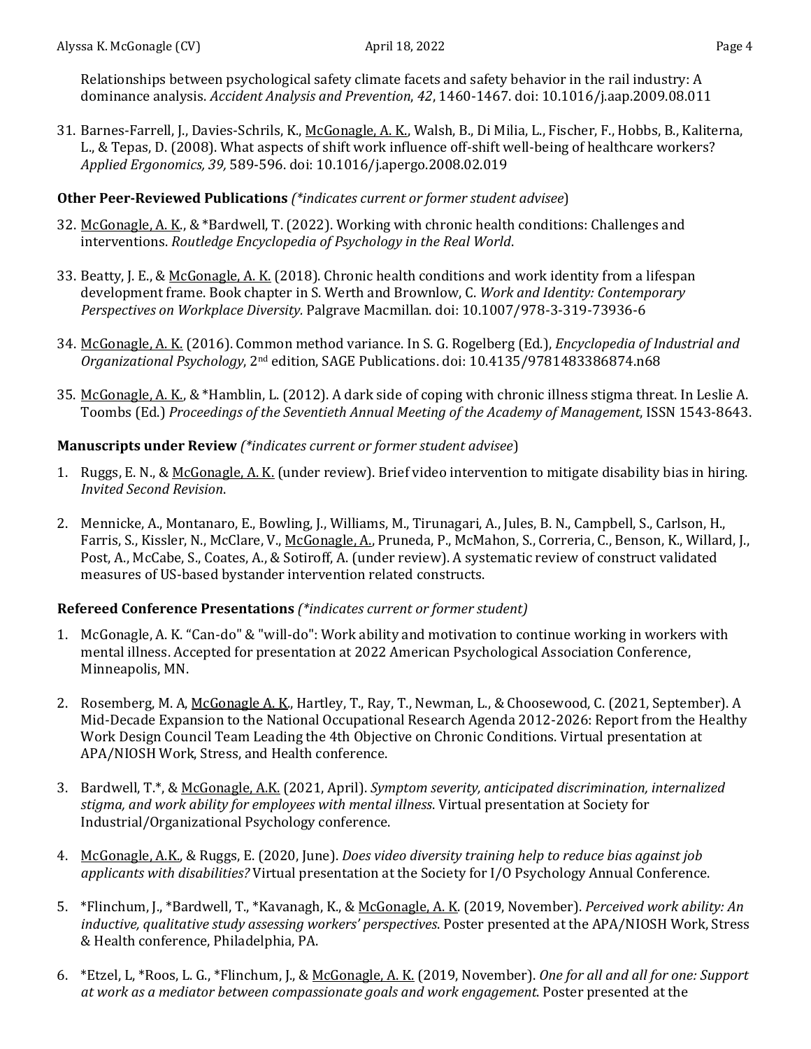Relationships between psychological safety climate facets and safety behavior in the rail industry: A dominance analysis. *Accident Analysis and Prevention*, *42*, 1460-1467. doi: 10.1016/j.aap.2009.08.011

31. Barnes-Farrell, J., Davies-Schrils, K., McGonagle, A. K., Walsh, B., Di Milia, L., Fischer, F., Hobbs, B., Kaliterna, L., & Tepas, D. (2008). What aspects of shift work influence off-shift well-being of healthcare workers? *Applied Ergonomics, 39,* 589-596. doi: 10.1016/j.apergo.2008.02.019

**Other Peer-Reviewed Publications** *(*indicates current or former student advisee*)

32. McGonagle, A. K., & *Bardwell, T. (2022). Working with chronic health conditions: Challenges and interventions. *Routledge Encyclopedia of Psychology in the Real World*.

33. Beatty, J. E., & McGonagle, A. K. (2018). Chronic health conditions and work identity from a lifespan development frame. Book chapter in S. Werth and Brownlow, C. *Work and Identity: Contemporary Perspectives on Workplace Diversity.* Palgrave Macmillan. doi: 10.1007/978-3-319-73936-6

34. McGonagle, A. K. (2016). Common method variance. In S. G. Rogelberg (Ed.), *Encyclopedia of Industrial and Organizational Psychology*, 2nd edition, SAGE Publications. doi: 10.4135/9781483386874.n68

35. McGonagle, A. K., & *Hamblin, L. (2012). A dark side of coping with chronic illness stigma threat. In Leslie A. Toombs (Ed.) *Proceedings of the Seventieth Annual Meeting of the Academy of Management*, ISSN 1543-8643.

**Manuscripts under Review** *(*indicates current or former student advisee*)

1. Ruggs, E. N., & McGonagle, A. K. (under review). Brief video intervention to mitigate disability bias in hiring. *Invited Second Revision*.

2. Mennicke, A., Montanaro, E., Bowling, J., Williams, M., Tirunagari, A., Jules, B. N., Campbell, S., Carlson, H., Farris, S., Kissler, N., McClare, V., McGonagle, A., Pruneda, P., McMahon, S., Correria, C., Benson, K., Willard, J., Post, A., McCabe, S., Coates, A., & Sotiroff, A. (under review). A systematic review of construct validated measures of US-based bystander intervention related constructs.

**Refereed Conference Presentations** *(*indicates current or former student)*

1. McGonagle, A. K. "Can-do" & "will-do": Work ability and motivation to continue working in workers with mental illness. Accepted for presentation at 2022 American Psychological Association Conference, Minneapolis, MN.

2. Rosemberg, M. A, McGonagle A. K., Hartley, T., Ray, T., Newman, L., & Choosewood, C. (2021, September). A Mid-Decade Expansion to the National Occupational Research Agenda 2012-2026: Report from the Healthy Work Design Council Team Leading the 4th Objective on Chronic Conditions. Virtual presentation at APA/NIOSH Work, Stress, and Health conference.

3. Bardwell, T.*, & McGonagle, A.K. (2021, April). *Symptom severity, anticipated discrimination, internalized stigma, and work ability for employees with mental illness*. Virtual presentation at Society for Industrial/Organizational Psychology conference.

4. McGonagle, A.K., & Ruggs, E. (2020, June). *Does video diversity training help to reduce bias against job applicants with disabilities?* Virtual presentation at the Society for I/O Psychology Annual Conference.

5. *Flinchum, J., *Bardwell, T., *Kavanagh, K., & McGonagle, A. K. (2019, November). *Perceived work ability: An inductive, qualitative study assessing workers' perspectives*. Poster presented at the APA/NIOSH Work, Stress & Health conference, Philadelphia, PA.

6. *Etzel, L, *Roos, L. G., *Flinchum, J., & McGonagle, A. K. (2019, November). *One for all and all for one: Support at work as a mediator between compassionate goals and work engagement*. Poster presented at the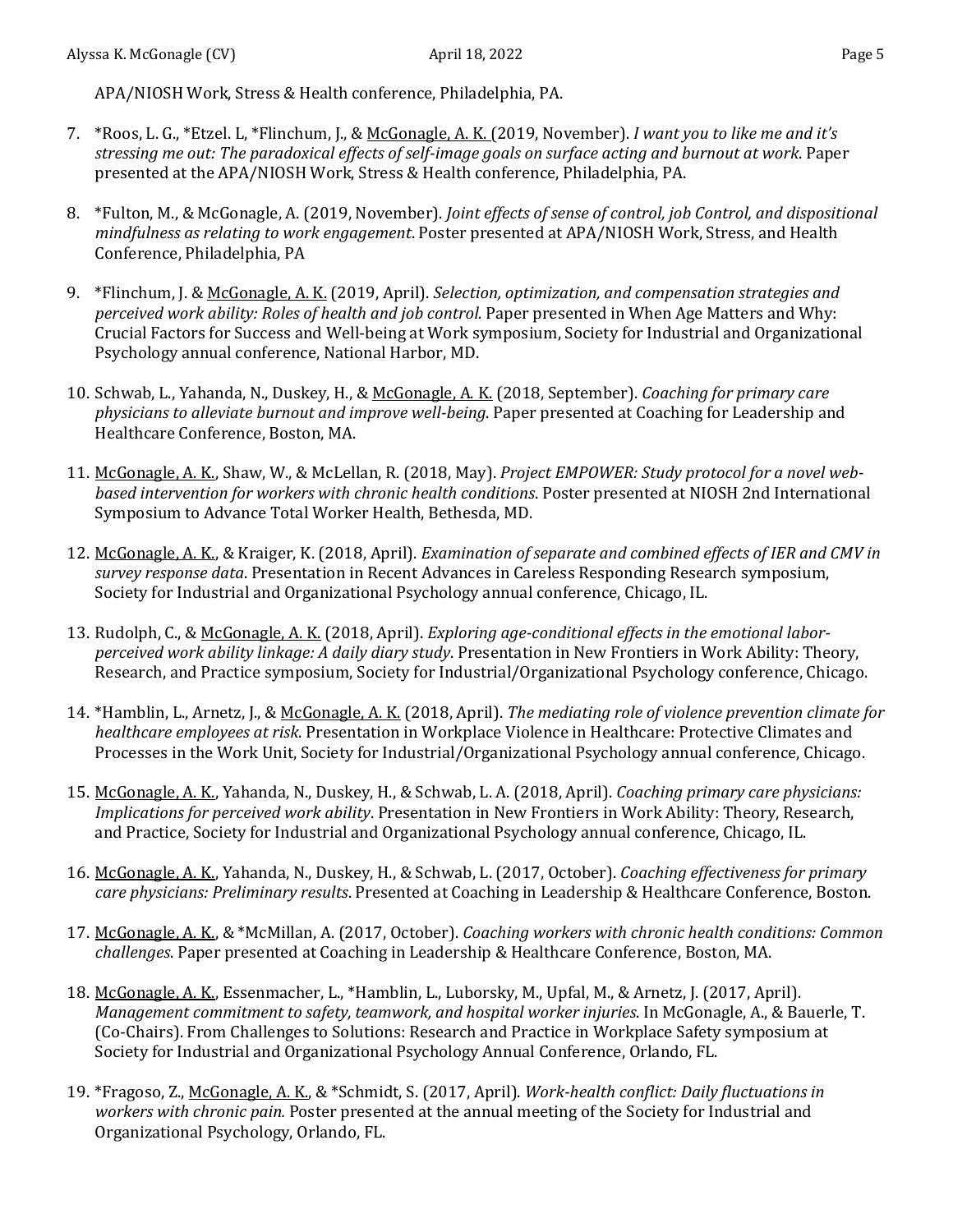APA/NIOSH Work, Stress & Health conference, Philadelphia, PA.

7. *Roos, L. G., *Etzel. L, *Flinchum, J., & <u>McGonagle, A. K.</u> (2019, November). *I want you to like me and it's stressing me out: The paradoxical effects of self-image goals on surface acting and burnout at work*. Paper presented at the APA/NIOSH Work, Stress & Health conference, Philadelphia, PA.

8. *Fulton, M., & McGonagle, A. (2019, November). *Joint effects of sense of control, job Control, and dispositional mindfulness as relating to work engagement*. Poster presented at APA/NIOSH Work, Stress, and Health Conference, Philadelphia, PA

9. *Flinchum, J. & <u>McGonagle, A. K.</u> (2019, April). *Selection, optimization, and compensation strategies and perceived work ability: Roles of health and job control.* Paper presented in When Age Matters and Why: Crucial Factors for Success and Well-being at Work symposium, Society for Industrial and Organizational Psychology annual conference, National Harbor, MD.

10. Schwab, L., Yahanda, N., Duskey, H., & <u>McGonagle, A. K.</u> (2018, September). *Coaching for primary care physicians to alleviate burnout and improve well-being*. Paper presented at Coaching for Leadership and Healthcare Conference, Boston, MA.

11. <u>McGonagle, A. K.</u>, Shaw, W., & McLellan, R. (2018, May). *Project EMPOWER: Study protocol for a novel web-based intervention for workers with chronic health conditions*. Poster presented at NIOSH 2nd International Symposium to Advance Total Worker Health, Bethesda, MD.

12. <u>McGonagle, A. K.</u>, & Kraiger, K. (2018, April). *Examination of separate and combined effects of IER and CMV in survey response data*. Presentation in Recent Advances in Careless Responding Research symposium, Society for Industrial and Organizational Psychology annual conference, Chicago, IL.

13. Rudolph, C., & <u>McGonagle, A. K.</u> (2018, April). *Exploring age-conditional effects in the emotional labor-perceived work ability linkage: A daily diary study*. Presentation in New Frontiers in Work Ability: Theory, Research, and Practice symposium, Society for Industrial/Organizational Psychology conference, Chicago.

14. *Hamblin, L., Arnetz, J., & <u>McGonagle, A. K.</u> (2018, April). *The mediating role of violence prevention climate for healthcare employees at risk*. Presentation in Workplace Violence in Healthcare: Protective Climates and Processes in the Work Unit, Society for Industrial/Organizational Psychology annual conference, Chicago.

15. <u>McGonagle, A. K.</u>, Yahanda, N., Duskey, H., & Schwab, L. A. (2018, April). *Coaching primary care physicians: Implications for perceived work ability*. Presentation in New Frontiers in Work Ability: Theory, Research, and Practice, Society for Industrial and Organizational Psychology annual conference, Chicago, IL.

16. <u>McGonagle, A. K.</u>, Yahanda, N., Duskey, H., & Schwab, L. (2017, October). *Coaching effectiveness for primary care physicians: Preliminary results*. Presented at Coaching in Leadership & Healthcare Conference, Boston.

17. <u>McGonagle, A. K.</u>, & *McMillan, A. (2017, October). *Coaching workers with chronic health conditions: Common challenges*. Paper presented at Coaching in Leadership & Healthcare Conference, Boston, MA.

18. <u>McGonagle, A. K.</u>, Essenmacher, L., *Hamblin, L., Luborsky, M., Upfal, M., & Arnetz, J. (2017, April). *Management commitment to safety, teamwork, and hospital worker injuries*. In McGonagle, A., & Bauerle, T. (Co-Chairs). From Challenges to Solutions: Research and Practice in Workplace Safety symposium at Society for Industrial and Organizational Psychology Annual Conference, Orlando, FL.

19. *Fragoso, Z., <u>McGonagle, A. K.</u>, & *Schmidt, S. (2017, April). *Work-health conflict: Daily fluctuations in workers with chronic pain.* Poster presented at the annual meeting of the Society for Industrial and Organizational Psychology, Orlando, FL.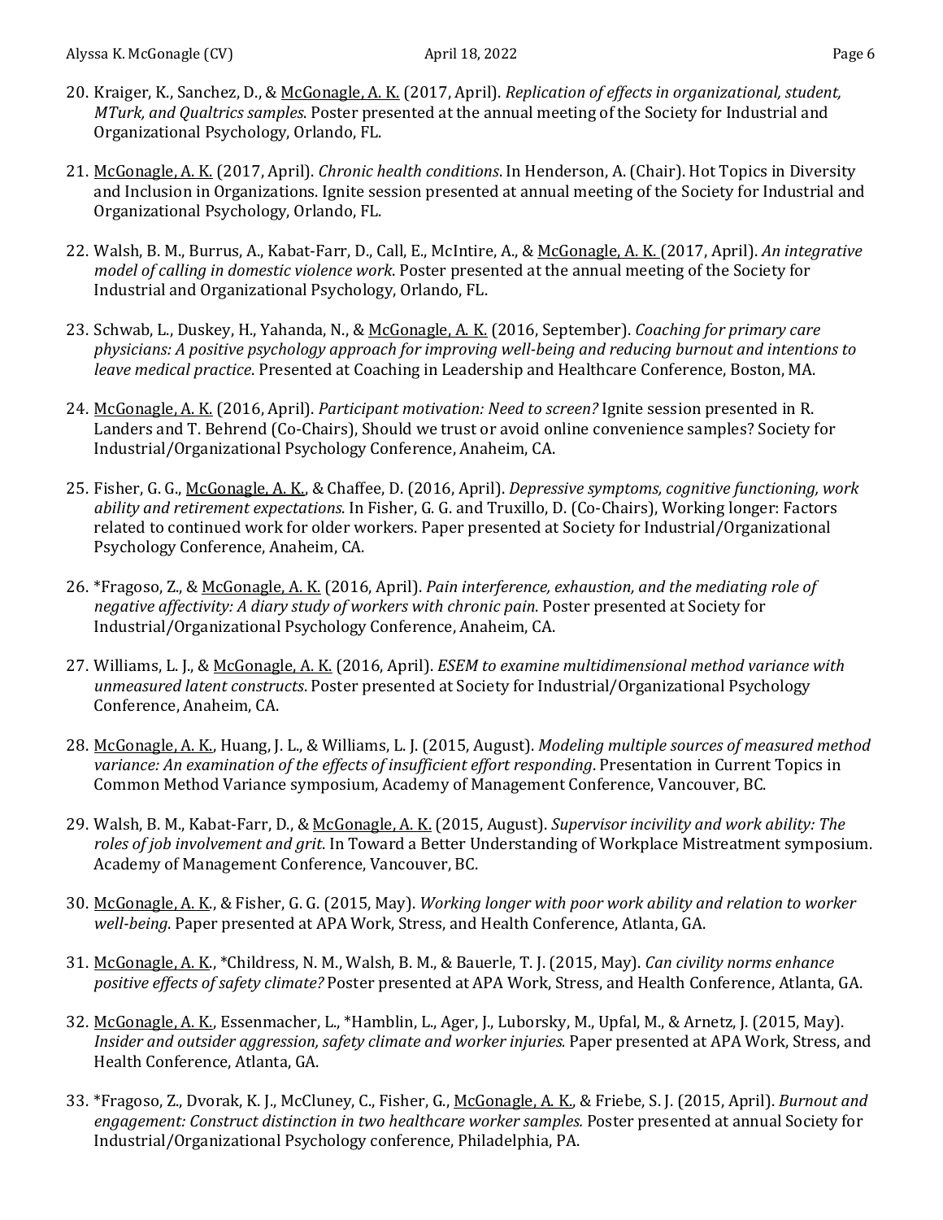20. Kraiger, K., Sanchez, D., & McGonagle, A. K. (2017, April). *Replication of effects in organizational, student, MTurk, and Qualtrics samples*. Poster presented at the annual meeting of the Society for Industrial and Organizational Psychology, Orlando, FL.

21. McGonagle, A. K. (2017, April). *Chronic health conditions*. In Henderson, A. (Chair). Hot Topics in Diversity and Inclusion in Organizations. Ignite session presented at annual meeting of the Society for Industrial and Organizational Psychology, Orlando, FL.

22. Walsh, B. M., Burrus, A., Kabat-Farr, D., Call, E., McIntire, A., & McGonagle, A. K. (2017, April). *An integrative model of calling in domestic violence work*. Poster presented at the annual meeting of the Society for Industrial and Organizational Psychology, Orlando, FL.

23. Schwab, L., Duskey, H., Yahanda, N., & McGonagle, A. K. (2016, September). *Coaching for primary care physicians: A positive psychology approach for improving well-being and reducing burnout and intentions to leave medical practice*. Presented at Coaching in Leadership and Healthcare Conference, Boston, MA.

24. McGonagle, A. K. (2016, April). *Participant motivation: Need to screen?* Ignite session presented in R. Landers and T. Behrend (Co-Chairs), Should we trust or avoid online convenience samples? Society for Industrial/Organizational Psychology Conference, Anaheim, CA.

25. Fisher, G. G., McGonagle, A. K., & Chaffee, D. (2016, April). *Depressive symptoms, cognitive functioning, work ability and retirement expectations*. In Fisher, G. G. and Truxillo, D. (Co-Chairs), Working longer: Factors related to continued work for older workers. Paper presented at Society for Industrial/Organizational Psychology Conference, Anaheim, CA.

26. *Fragoso, Z., & McGonagle, A. K. (2016, April). *Pain interference, exhaustion, and the mediating role of negative affectivity: A diary study of workers with chronic pain*. Poster presented at Society for Industrial/Organizational Psychology Conference, Anaheim, CA.

27. Williams, L. J., & McGonagle, A. K. (2016, April). *ESEM to examine multidimensional method variance with unmeasured latent constructs*. Poster presented at Society for Industrial/Organizational Psychology Conference, Anaheim, CA.

28. McGonagle, A. K., Huang, J. L., & Williams, L. J. (2015, August). *Modeling multiple sources of measured method variance: An examination of the effects of insufficient effort responding*. Presentation in Current Topics in Common Method Variance symposium, Academy of Management Conference, Vancouver, BC.

29. Walsh, B. M., Kabat-Farr, D., & McGonagle, A. K. (2015, August). *Supervisor incivility and work ability: The roles of job involvement and grit*. In Toward a Better Understanding of Workplace Mistreatment symposium. Academy of Management Conference, Vancouver, BC.

30. McGonagle, A. K., & Fisher, G. G. (2015, May). *Working longer with poor work ability and relation to worker well-being*. Paper presented at APA Work, Stress, and Health Conference, Atlanta, GA.

31. McGonagle, A. K., *Childress, N. M., Walsh, B. M., & Bauerle, T. J. (2015, May). *Can civility norms enhance positive effects of safety climate?* Poster presented at APA Work, Stress, and Health Conference, Atlanta, GA.

32. McGonagle, A. K., Essenmacher, L., *Hamblin, L., Ager, J., Luborsky, M., Upfal, M., & Arnetz, J. (2015, May). *Insider and outsider aggression, safety climate and worker injuries.* Paper presented at APA Work, Stress, and Health Conference, Atlanta, GA.

33. *Fragoso, Z., Dvorak, K. J., McCluney, C., Fisher, G., McGonagle, A. K., & Friebe, S. J. (2015, April). *Burnout and engagement: Construct distinction in two healthcare worker samples.* Poster presented at annual Society for Industrial/Organizational Psychology conference, Philadelphia, PA.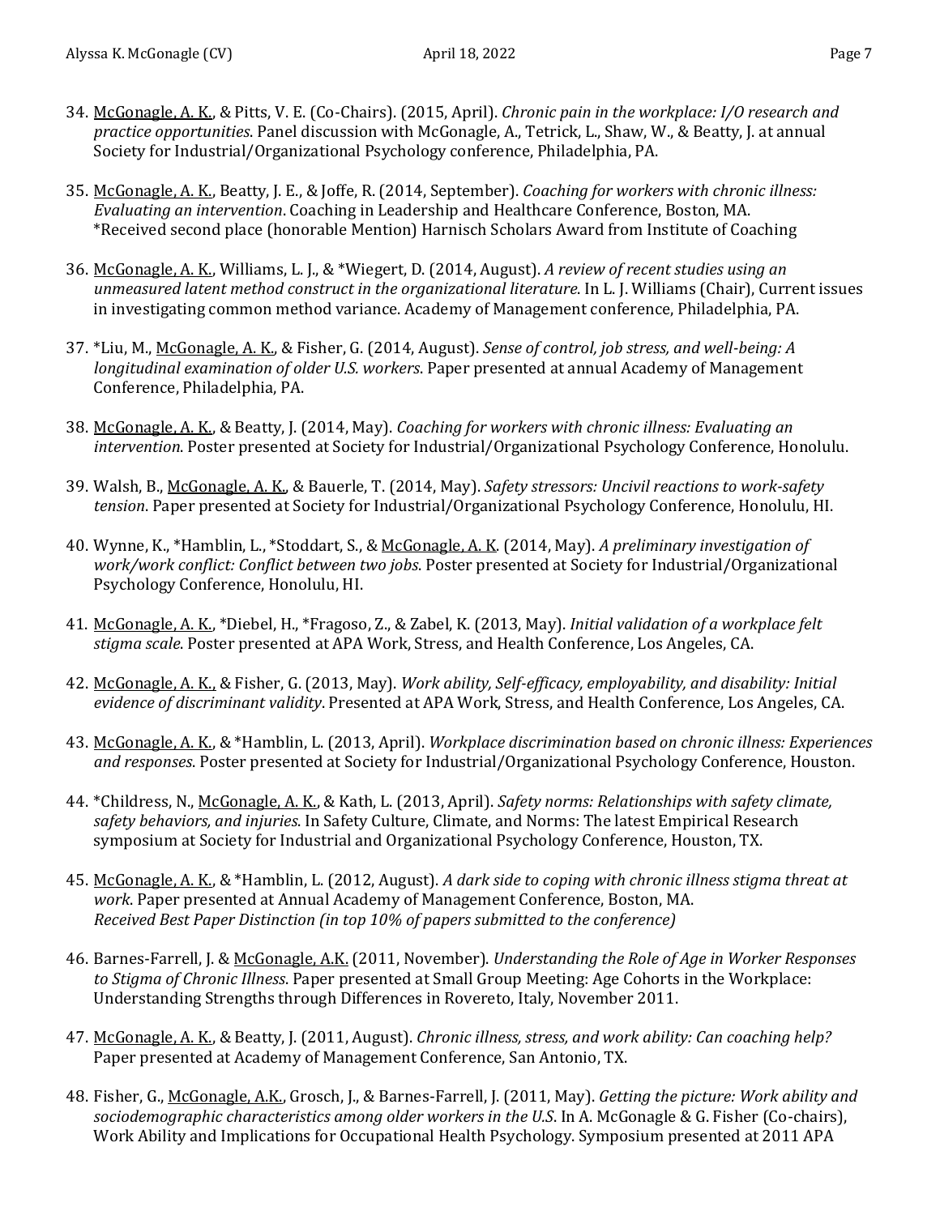34. McGonagle, A. K., & Pitts, V. E. (Co-Chairs). (2015, April). *Chronic pain in the workplace: I/O research and practice opportunities*. Panel discussion with McGonagle, A., Tetrick, L., Shaw, W., & Beatty, J. at annual Society for Industrial/Organizational Psychology conference, Philadelphia, PA.

35. McGonagle, A. K., Beatty, J. E., & Joffe, R. (2014, September). *Coaching for workers with chronic illness: Evaluating an intervention*. Coaching in Leadership and Healthcare Conference, Boston, MA.
*Received second place (honorable Mention) Harnisch Scholars Award from Institute of Coaching

36. McGonagle, A. K., Williams, L. J., & *Wiegert, D. (2014, August). *A review of recent studies using an unmeasured latent method construct in the organizational literature.* In L. J. Williams (Chair), Current issues in investigating common method variance. Academy of Management conference, Philadelphia, PA.

37. *Liu, M., McGonagle, A. K., & Fisher, G. (2014, August). *Sense of control, job stress, and well-being: A longitudinal examination of older U.S. workers*. Paper presented at annual Academy of Management Conference, Philadelphia, PA.

38. McGonagle, A. K., & Beatty, J. (2014, May). *Coaching for workers with chronic illness: Evaluating an intervention*. Poster presented at Society for Industrial/Organizational Psychology Conference, Honolulu.

39. Walsh, B., McGonagle, A. K., & Bauerle, T. (2014, May). *Safety stressors: Uncivil reactions to work-safety tension*. Paper presented at Society for Industrial/Organizational Psychology Conference, Honolulu, HI.

40. Wynne, K., *Hamblin, L., *Stoddart, S., & McGonagle, A. K. (2014, May). *A preliminary investigation of work/work conflict: Conflict between two jobs*. Poster presented at Society for Industrial/Organizational Psychology Conference, Honolulu, HI.

41. McGonagle, A. K., *Diebel, H., *Fragoso, Z., & Zabel, K. (2013, May). *Initial validation of a workplace felt stigma scale*. Poster presented at APA Work, Stress, and Health Conference, Los Angeles, CA.

42. McGonagle, A. K., & Fisher, G. (2013, May). *Work ability, Self-efficacy, employability, and disability: Initial evidence of discriminant validity*. Presented at APA Work, Stress, and Health Conference, Los Angeles, CA.

43. McGonagle, A. K., & *Hamblin, L. (2013, April). *Workplace discrimination based on chronic illness: Experiences and responses*. Poster presented at Society for Industrial/Organizational Psychology Conference, Houston.

44. *Childress, N., McGonagle, A. K., & Kath, L. (2013, April). *Safety norms: Relationships with safety climate, safety behaviors, and injuries*. In Safety Culture, Climate, and Norms: The latest Empirical Research symposium at Society for Industrial and Organizational Psychology Conference, Houston, TX.

45. McGonagle, A. K., & *Hamblin, L. (2012, August). *A dark side to coping with chronic illness stigma threat at work*. Paper presented at Annual Academy of Management Conference, Boston, MA.
*Received Best Paper Distinction (in top 10% of papers submitted to the conference)*

46. Barnes-Farrell, J. & McGonagle, A.K. (2011, November). *Understanding the Role of Age in Worker Responses to Stigma of Chronic Illness*. Paper presented at Small Group Meeting: Age Cohorts in the Workplace: Understanding Strengths through Differences in Rovereto, Italy, November 2011.

47. McGonagle, A. K., & Beatty, J. (2011, August). *Chronic illness, stress, and work ability: Can coaching help?* Paper presented at Academy of Management Conference, San Antonio, TX.

48. Fisher, G., McGonagle, A.K., Grosch, J., & Barnes-Farrell, J. (2011, May). *Getting the picture: Work ability and sociodemographic characteristics among older workers in the U.S*. In A. McGonagle & G. Fisher (Co-chairs), Work Ability and Implications for Occupational Health Psychology. Symposium presented at 2011 APA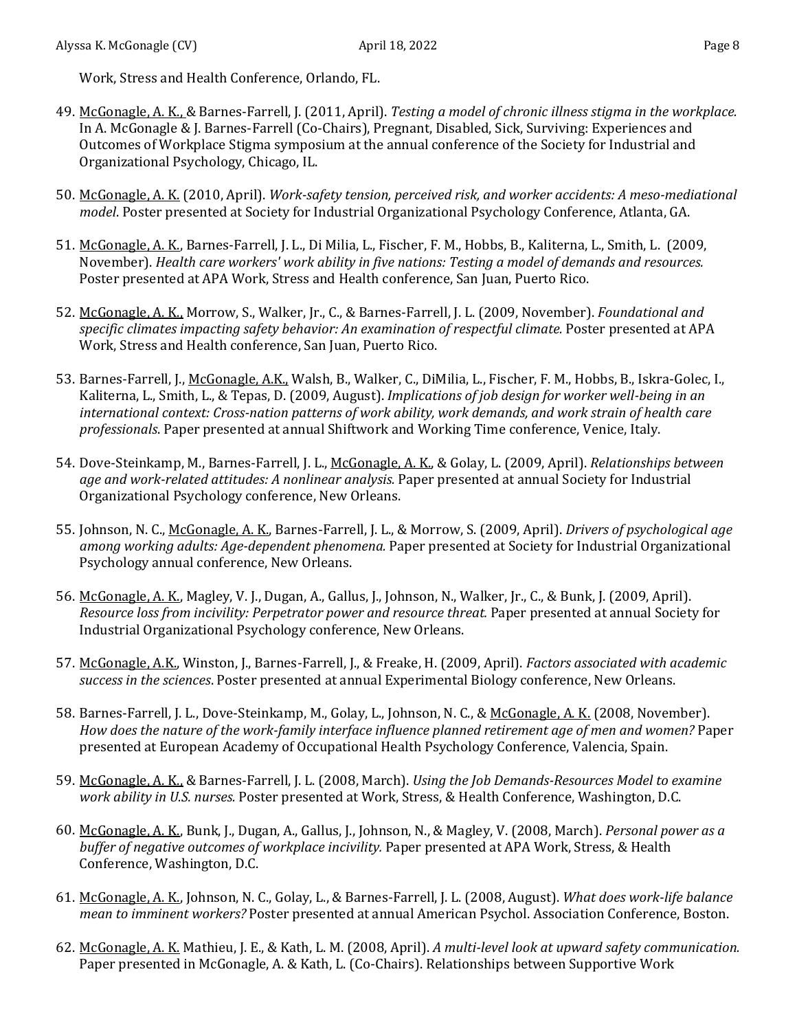Work, Stress and Health Conference, Orlando, FL.

49. McGonagle, A. K., & Barnes-Farrell, J. (2011, April). *Testing a model of chronic illness stigma in the workplace.* In A. McGonagle & J. Barnes-Farrell (Co-Chairs), Pregnant, Disabled, Sick, Surviving: Experiences and Outcomes of Workplace Stigma symposium at the annual conference of the Society for Industrial and Organizational Psychology, Chicago, IL.

50. McGonagle, A. K. (2010, April). *Work-safety tension, perceived risk, and worker accidents: A meso-mediational model*. Poster presented at Society for Industrial Organizational Psychology Conference, Atlanta, GA.

51. McGonagle, A. K., Barnes-Farrell, J. L., Di Milia, L., Fischer, F. M., Hobbs, B., Kaliterna, L., Smith, L. (2009, November). *Health care workers' work ability in five nations: Testing a model of demands and resources.* Poster presented at APA Work, Stress and Health conference, San Juan, Puerto Rico.

52. McGonagle, A. K., Morrow, S., Walker, Jr., C., & Barnes-Farrell, J. L. (2009, November). *Foundational and specific climates impacting safety behavior: An examination of respectful climate.* Poster presented at APA Work, Stress and Health conference, San Juan, Puerto Rico.

53. Barnes-Farrell, J., McGonagle, A.K., Walsh, B., Walker, C., DiMilia, L., Fischer, F. M., Hobbs, B., Iskra-Golec, I., Kaliterna, L., Smith, L., & Tepas, D. (2009, August). *Implications of job design for worker well-being in an international context: Cross-nation patterns of work ability, work demands, and work strain of health care professionals*. Paper presented at annual Shiftwork and Working Time conference, Venice, Italy.

54. Dove-Steinkamp, M., Barnes-Farrell, J. L., McGonagle, A. K., & Golay, L. (2009, April). *Relationships between age and work-related attitudes: A nonlinear analysis.* Paper presented at annual Society for Industrial Organizational Psychology conference, New Orleans.

55. Johnson, N. C., McGonagle, A. K., Barnes-Farrell, J. L., & Morrow, S. (2009, April). *Drivers of psychological age among working adults: Age-dependent phenomena.* Paper presented at Society for Industrial Organizational Psychology annual conference, New Orleans.

56. McGonagle, A. K., Magley, V. J., Dugan, A., Gallus, J., Johnson, N., Walker, Jr., C., & Bunk, J. (2009, April). *Resource loss from incivility: Perpetrator power and resource threat.* Paper presented at annual Society for Industrial Organizational Psychology conference, New Orleans.

57. McGonagle, A.K., Winston, J., Barnes-Farrell, J., & Freake, H. (2009, April). *Factors associated with academic success in the sciences*. Poster presented at annual Experimental Biology conference, New Orleans.

58. Barnes-Farrell, J. L., Dove-Steinkamp, M., Golay, L., Johnson, N. C., & McGonagle, A. K. (2008, November). *How does the nature of the work-family interface influence planned retirement age of men and women?* Paper presented at European Academy of Occupational Health Psychology Conference, Valencia, Spain.

59. McGonagle, A. K., & Barnes-Farrell, J. L. (2008, March). *Using the Job Demands-Resources Model to examine work ability in U.S. nurses.* Poster presented at Work, Stress, & Health Conference, Washington, D.C.

60. McGonagle, A. K., Bunk, J., Dugan, A., Gallus, J., Johnson, N., & Magley, V. (2008, March). *Personal power as a buffer of negative outcomes of workplace incivility.* Paper presented at APA Work, Stress, & Health Conference, Washington, D.C.

61. McGonagle, A. K., Johnson, N. C., Golay, L., & Barnes-Farrell, J. L. (2008, August). *What does work-life balance mean to imminent workers?* Poster presented at annual American Psychol. Association Conference, Boston.

62. McGonagle, A. K. Mathieu, J. E., & Kath, L. M. (2008, April). *A multi-level look at upward safety communication.* Paper presented in McGonagle, A. & Kath, L. (Co-Chairs). Relationships between Supportive Work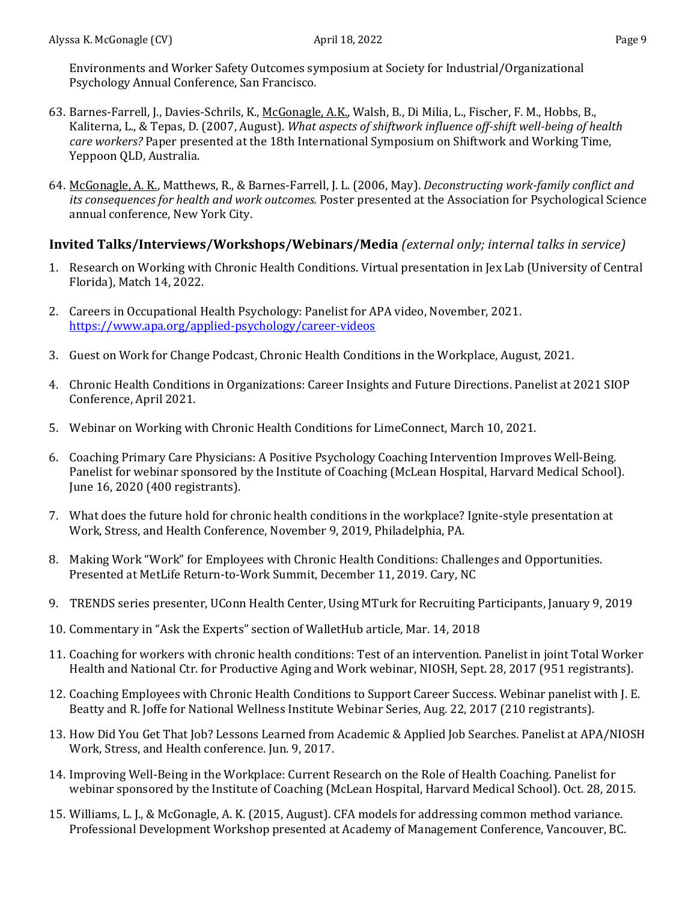Environments and Worker Safety Outcomes symposium at Society for Industrial/Organizational Psychology Annual Conference, San Francisco.

63. Barnes-Farrell, J., Davies-Schrils, K., McGonagle, A.K., Walsh, B., Di Milia, L., Fischer, F. M., Hobbs, B., Kaliterna, L., & Tepas, D. (2007, August). *What aspects of shiftwork influence off-shift well-being of health care workers?* Paper presented at the 18th International Symposium on Shiftwork and Working Time, Yeppoon QLD, Australia.

64. McGonagle, A. K., Matthews, R., & Barnes-Farrell, J. L. (2006, May). *Deconstructing work-family conflict and its consequences for health and work outcomes.* Poster presented at the Association for Psychological Science annual conference, New York City.

## Invited Talks/Interviews/Workshops/Webinars/Media *(external only; internal talks in service)*

1. Research on Working with Chronic Health Conditions. Virtual presentation in Jex Lab (University of Central Florida), Match 14, 2022.

2. Careers in Occupational Health Psychology: Panelist for APA video, November, 2021. https://www.apa.org/applied-psychology/career-videos

3. Guest on Work for Change Podcast, Chronic Health Conditions in the Workplace, August, 2021.

4. Chronic Health Conditions in Organizations: Career Insights and Future Directions. Panelist at 2021 SIOP Conference, April 2021.

5. Webinar on Working with Chronic Health Conditions for LimeConnect, March 10, 2021.

6. Coaching Primary Care Physicians: A Positive Psychology Coaching Intervention Improves Well-Being. Panelist for webinar sponsored by the Institute of Coaching (McLean Hospital, Harvard Medical School). June 16, 2020 (400 registrants).

7. What does the future hold for chronic health conditions in the workplace? Ignite-style presentation at Work, Stress, and Health Conference, November 9, 2019, Philadelphia, PA.

8. Making Work "Work" for Employees with Chronic Health Conditions: Challenges and Opportunities. Presented at MetLife Return-to-Work Summit, December 11, 2019. Cary, NC

9. TRENDS series presenter, UConn Health Center, Using MTurk for Recruiting Participants, January 9, 2019

10. Commentary in "Ask the Experts" section of WalletHub article, Mar. 14, 2018

11. Coaching for workers with chronic health conditions: Test of an intervention. Panelist in joint Total Worker Health and National Ctr. for Productive Aging and Work webinar, NIOSH, Sept. 28, 2017 (951 registrants).

12. Coaching Employees with Chronic Health Conditions to Support Career Success. Webinar panelist with J. E. Beatty and R. Joffe for National Wellness Institute Webinar Series, Aug. 22, 2017 (210 registrants).

13. How Did You Get That Job? Lessons Learned from Academic & Applied Job Searches. Panelist at APA/NIOSH Work, Stress, and Health conference. Jun. 9, 2017.

14. Improving Well-Being in the Workplace: Current Research on the Role of Health Coaching. Panelist for webinar sponsored by the Institute of Coaching (McLean Hospital, Harvard Medical School). Oct. 28, 2015.

15. Williams, L. J., & McGonagle, A. K. (2015, August). CFA models for addressing common method variance. Professional Development Workshop presented at Academy of Management Conference, Vancouver, BC.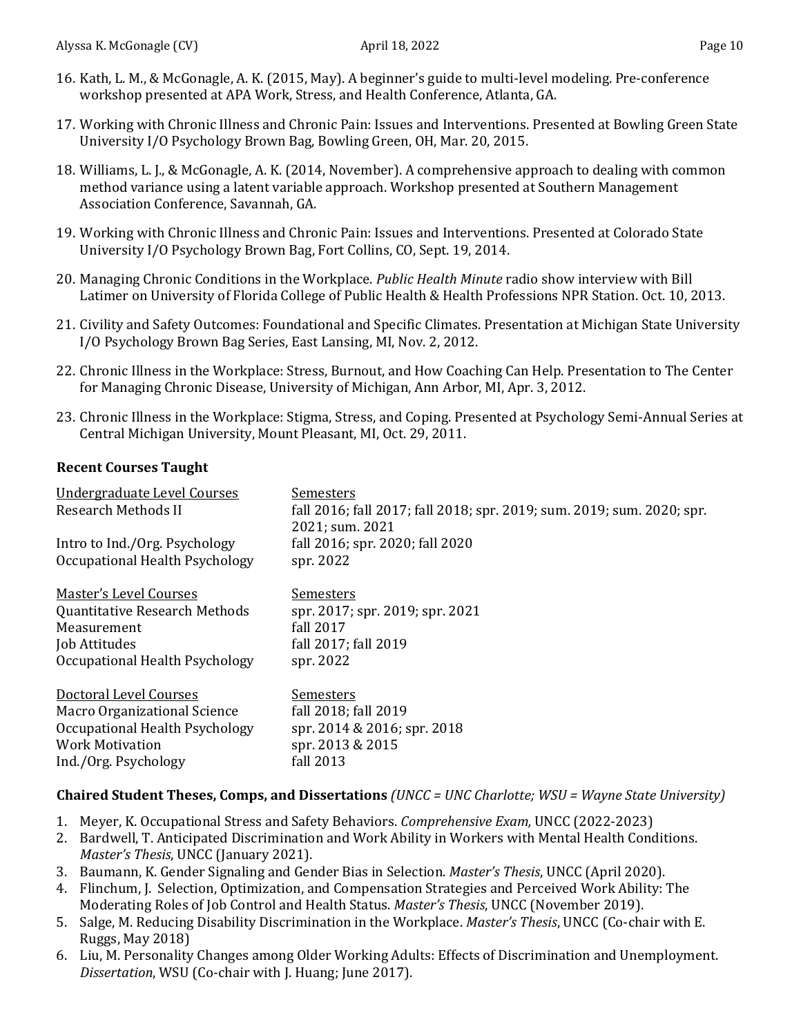16. Kath, L. M., & McGonagle, A. K. (2015, May). A beginner's guide to multi-level modeling. Pre-conference workshop presented at APA Work, Stress, and Health Conference, Atlanta, GA.

17. Working with Chronic Illness and Chronic Pain: Issues and Interventions. Presented at Bowling Green State University I/O Psychology Brown Bag, Bowling Green, OH, Mar. 20, 2015.

18. Williams, L. J., & McGonagle, A. K. (2014, November). A comprehensive approach to dealing with common method variance using a latent variable approach. Workshop presented at Southern Management Association Conference, Savannah, GA.

19. Working with Chronic Illness and Chronic Pain: Issues and Interventions. Presented at Colorado State University I/O Psychology Brown Bag, Fort Collins, CO, Sept. 19, 2014.

20. Managing Chronic Conditions in the Workplace. *Public Health Minute* radio show interview with Bill Latimer on University of Florida College of Public Health & Health Professions NPR Station. Oct. 10, 2013.

21. Civility and Safety Outcomes: Foundational and Specific Climates. Presentation at Michigan State University I/O Psychology Brown Bag Series, East Lansing, MI, Nov. 2, 2012.

22. Chronic Illness in the Workplace: Stress, Burnout, and How Coaching Can Help. Presentation to The Center for Managing Chronic Disease, University of Michigan, Ann Arbor, MI, Apr. 3, 2012.

23. Chronic Illness in the Workplace: Stigma, Stress, and Coping. Presented at Psychology Semi-Annual Series at Central Michigan University, Mount Pleasant, MI, Oct. 29, 2011.

**Recent Courses Taught**

| Undergraduate Level Courses | Semesters |
|---|---|
| Research Methods II | fall 2016; fall 2017; fall 2018; spr. 2019; sum. 2019; sum. 2020; spr. 2021; sum. 2021 |
| Intro to Ind./Org. Psychology | fall 2016; spr. 2020; fall 2020 |
| Occupational Health Psychology | spr. 2022 |

| Master's Level Courses | Semesters |
|---|---|
| Quantitative Research Methods | spr. 2017; spr. 2019; spr. 2021 |
| Measurement | fall 2017 |
| Job Attitudes | fall 2017; fall 2019 |
| Occupational Health Psychology | spr. 2022 |

| Doctoral Level Courses | Semesters |
|---|---|
| Macro Organizational Science | fall 2018; fall 2019 |
| Occupational Health Psychology | spr. 2014 & 2016; spr. 2018 |
| Work Motivation | spr. 2013 & 2015 |
| Ind./Org. Psychology | fall 2013 |

**Chaired Student Theses, Comps, and Dissertations** *(UNCC = UNC Charlotte; WSU = Wayne State University)*

1. Meyer, K. Occupational Stress and Safety Behaviors. *Comprehensive Exam,* UNCC (2022-2023)
2. Bardwell, T. Anticipated Discrimination and Work Ability in Workers with Mental Health Conditions. *Master's Thesis*, UNCC (January 2021).
3. Baumann, K. Gender Signaling and Gender Bias in Selection. *Master's Thesis*, UNCC (April 2020).
4. Flinchum, J. Selection, Optimization, and Compensation Strategies and Perceived Work Ability: The Moderating Roles of Job Control and Health Status. *Master's Thesis*, UNCC (November 2019).
5. Salge, M. Reducing Disability Discrimination in the Workplace. *Master's Thesis*, UNCC (Co-chair with E. Ruggs, May 2018)
6. Liu, M. Personality Changes among Older Working Adults: Effects of Discrimination and Unemployment. *Dissertation*, WSU (Co-chair with J. Huang; June 2017).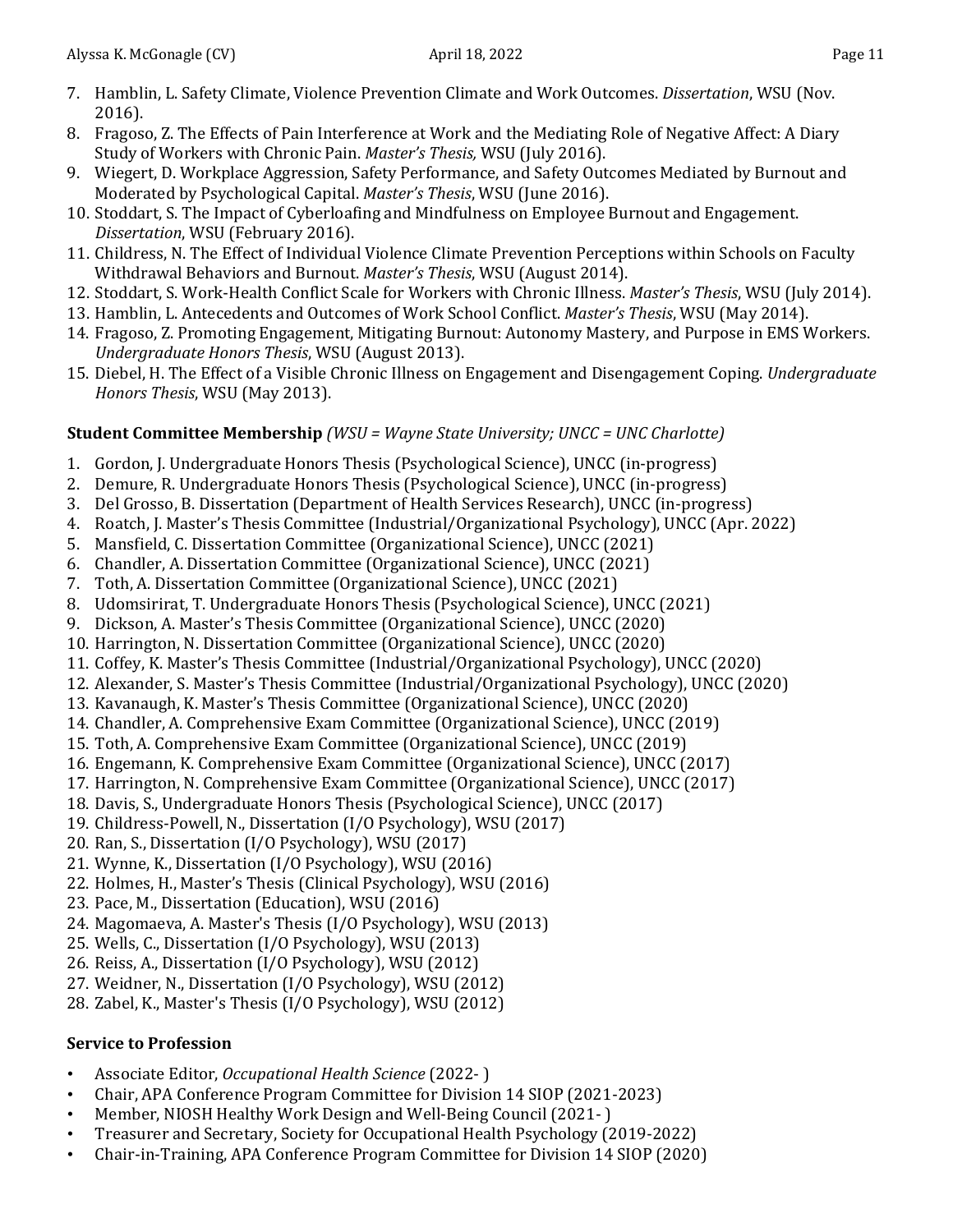7. Hamblin, L. Safety Climate, Violence Prevention Climate and Work Outcomes. *Dissertation*, WSU (Nov. 2016).
8. Fragoso, Z. The Effects of Pain Interference at Work and the Mediating Role of Negative Affect: A Diary Study of Workers with Chronic Pain. *Master's Thesis,* WSU (July 2016).
9. Wiegert, D. Workplace Aggression, Safety Performance, and Safety Outcomes Mediated by Burnout and Moderated by Psychological Capital. *Master's Thesis*, WSU (June 2016).
10. Stoddart, S. The Impact of Cyberloafing and Mindfulness on Employee Burnout and Engagement. *Dissertation*, WSU (February 2016).
11. Childress, N. The Effect of Individual Violence Climate Prevention Perceptions within Schools on Faculty Withdrawal Behaviors and Burnout. *Master's Thesis*, WSU (August 2014).
12. Stoddart, S. Work-Health Conflict Scale for Workers with Chronic Illness. *Master's Thesis*, WSU (July 2014).
13. Hamblin, L. Antecedents and Outcomes of Work School Conflict. *Master's Thesis*, WSU (May 2014).
14. Fragoso, Z. Promoting Engagement, Mitigating Burnout: Autonomy Mastery, and Purpose in EMS Workers. *Undergraduate Honors Thesis*, WSU (August 2013).
15. Diebel, H. The Effect of a Visible Chronic Illness on Engagement and Disengagement Coping. *Undergraduate Honors Thesis*, WSU (May 2013).

**Student Committee Membership** *(WSU = Wayne State University; UNCC = UNC Charlotte)*

1. Gordon, J. Undergraduate Honors Thesis (Psychological Science), UNCC (in-progress)
2. Demure, R. Undergraduate Honors Thesis (Psychological Science), UNCC (in-progress)
3. Del Grosso, B. Dissertation (Department of Health Services Research), UNCC (in-progress)
4. Roatch, J. Master's Thesis Committee (Industrial/Organizational Psychology), UNCC (Apr. 2022)
5. Mansfield, C. Dissertation Committee (Organizational Science), UNCC (2021)
6. Chandler, A. Dissertation Committee (Organizational Science), UNCC (2021)
7. Toth, A. Dissertation Committee (Organizational Science), UNCC (2021)
8. Udomsirirat, T. Undergraduate Honors Thesis (Psychological Science), UNCC (2021)
9. Dickson, A. Master's Thesis Committee (Organizational Science), UNCC (2020)
10. Harrington, N. Dissertation Committee (Organizational Science), UNCC (2020)
11. Coffey, K. Master's Thesis Committee (Industrial/Organizational Psychology), UNCC (2020)
12. Alexander, S. Master's Thesis Committee (Industrial/Organizational Psychology), UNCC (2020)
13. Kavanaugh, K. Master's Thesis Committee (Organizational Science), UNCC (2020)
14. Chandler, A. Comprehensive Exam Committee (Organizational Science), UNCC (2019)
15. Toth, A. Comprehensive Exam Committee (Organizational Science), UNCC (2019)
16. Engemann, K. Comprehensive Exam Committee (Organizational Science), UNCC (2017)
17. Harrington, N. Comprehensive Exam Committee (Organizational Science), UNCC (2017)
18. Davis, S., Undergraduate Honors Thesis (Psychological Science), UNCC (2017)
19. Childress-Powell, N., Dissertation (I/O Psychology), WSU (2017)
20. Ran, S., Dissertation (I/O Psychology), WSU (2017)
21. Wynne, K., Dissertation (I/O Psychology), WSU (2016)
22. Holmes, H., Master's Thesis (Clinical Psychology), WSU (2016)
23. Pace, M., Dissertation (Education), WSU (2016)
24. Magomaeva, A. Master's Thesis (I/O Psychology), WSU (2013)
25. Wells, C., Dissertation (I/O Psychology), WSU (2013)
26. Reiss, A., Dissertation (I/O Psychology), WSU (2012)
27. Weidner, N., Dissertation (I/O Psychology), WSU (2012)
28. Zabel, K., Master's Thesis (I/O Psychology), WSU (2012)

**Service to Profession**

- Associate Editor, *Occupational Health Science* (2022- )
- Chair, APA Conference Program Committee for Division 14 SIOP (2021-2023)
- Member, NIOSH Healthy Work Design and Well-Being Council (2021- )
- Treasurer and Secretary, Society for Occupational Health Psychology (2019-2022)
- Chair-in-Training, APA Conference Program Committee for Division 14 SIOP (2020)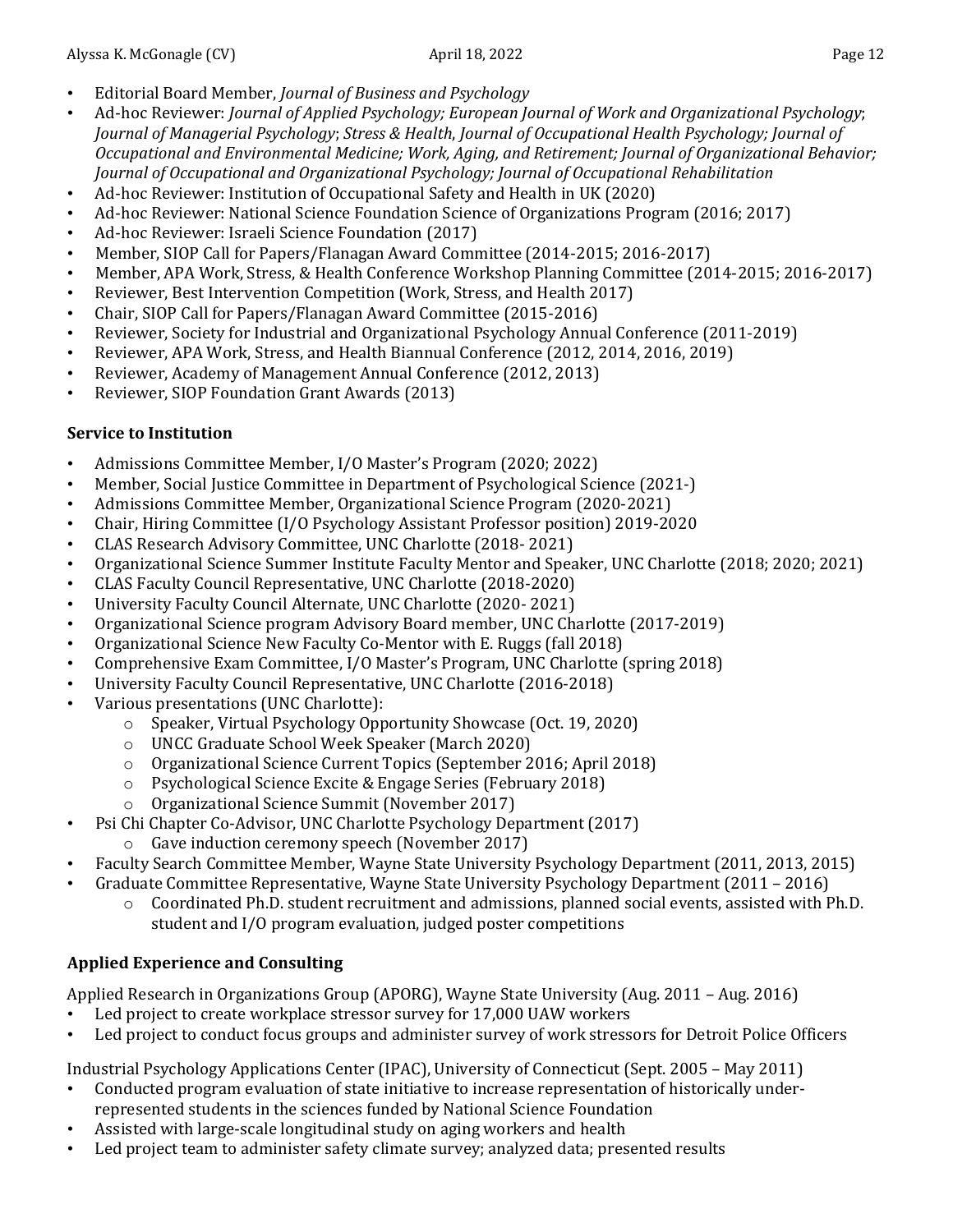- Editorial Board Member, *Journal of Business and Psychology*
- Ad-hoc Reviewer: *Journal of Applied Psychology; European Journal of Work and Organizational Psychology*; *Journal of Managerial Psychology*; *Stress & Health*, *Journal of Occupational Health Psychology; Journal of Occupational and Environmental Medicine; Work, Aging, and Retirement; Journal of Organizational Behavior; Journal of Occupational and Organizational Psychology; Journal of Occupational Rehabilitation*
- Ad-hoc Reviewer: Institution of Occupational Safety and Health in UK (2020)
- Ad-hoc Reviewer: National Science Foundation Science of Organizations Program (2016; 2017)
- Ad-hoc Reviewer: Israeli Science Foundation (2017)
- Member, SIOP Call for Papers/Flanagan Award Committee (2014-2015; 2016-2017)
- Member, APA Work, Stress, & Health Conference Workshop Planning Committee (2014-2015; 2016-2017)
- Reviewer, Best Intervention Competition (Work, Stress, and Health 2017)
- Chair, SIOP Call for Papers/Flanagan Award Committee (2015-2016)
- Reviewer, Society for Industrial and Organizational Psychology Annual Conference (2011-2019)
- Reviewer, APA Work, Stress, and Health Biannual Conference (2012, 2014, 2016, 2019)
- Reviewer, Academy of Management Annual Conference (2012, 2013)
- Reviewer, SIOP Foundation Grant Awards (2013)

**Service to Institution**

- Admissions Committee Member, I/O Master's Program (2020; 2022)
- Member, Social Justice Committee in Department of Psychological Science (2021-)
- Admissions Committee Member, Organizational Science Program (2020-2021)
- Chair, Hiring Committee (I/O Psychology Assistant Professor position) 2019-2020
- CLAS Research Advisory Committee, UNC Charlotte (2018- 2021)
- Organizational Science Summer Institute Faculty Mentor and Speaker, UNC Charlotte (2018; 2020; 2021)
- CLAS Faculty Council Representative, UNC Charlotte (2018-2020)
- University Faculty Council Alternate, UNC Charlotte (2020- 2021)
- Organizational Science program Advisory Board member, UNC Charlotte (2017-2019)
- Organizational Science New Faculty Co-Mentor with E. Ruggs (fall 2018)
- Comprehensive Exam Committee, I/O Master's Program, UNC Charlotte (spring 2018)
- University Faculty Council Representative, UNC Charlotte (2016-2018)
- Various presentations (UNC Charlotte):
  - Speaker, Virtual Psychology Opportunity Showcase (Oct. 19, 2020)
  - UNCC Graduate School Week Speaker (March 2020)
  - Organizational Science Current Topics (September 2016; April 2018)
  - Psychological Science Excite & Engage Series (February 2018)
  - Organizational Science Summit (November 2017)
- Psi Chi Chapter Co-Advisor, UNC Charlotte Psychology Department (2017)
  - Gave induction ceremony speech (November 2017)
- Faculty Search Committee Member, Wayne State University Psychology Department (2011, 2013, 2015)
- Graduate Committee Representative, Wayne State University Psychology Department (2011 – 2016)
  - Coordinated Ph.D. student recruitment and admissions, planned social events, assisted with Ph.D. student and I/O program evaluation, judged poster competitions

**Applied Experience and Consulting**

Applied Research in Organizations Group (APORG), Wayne State University (Aug. 2011 – Aug. 2016)

- Led project to create workplace stressor survey for 17,000 UAW workers
- Led project to conduct focus groups and administer survey of work stressors for Detroit Police Officers

Industrial Psychology Applications Center (IPAC), University of Connecticut (Sept. 2005 – May 2011)

- Conducted program evaluation of state initiative to increase representation of historically under-represented students in the sciences funded by National Science Foundation
- Assisted with large-scale longitudinal study on aging workers and health
- Led project team to administer safety climate survey; analyzed data; presented results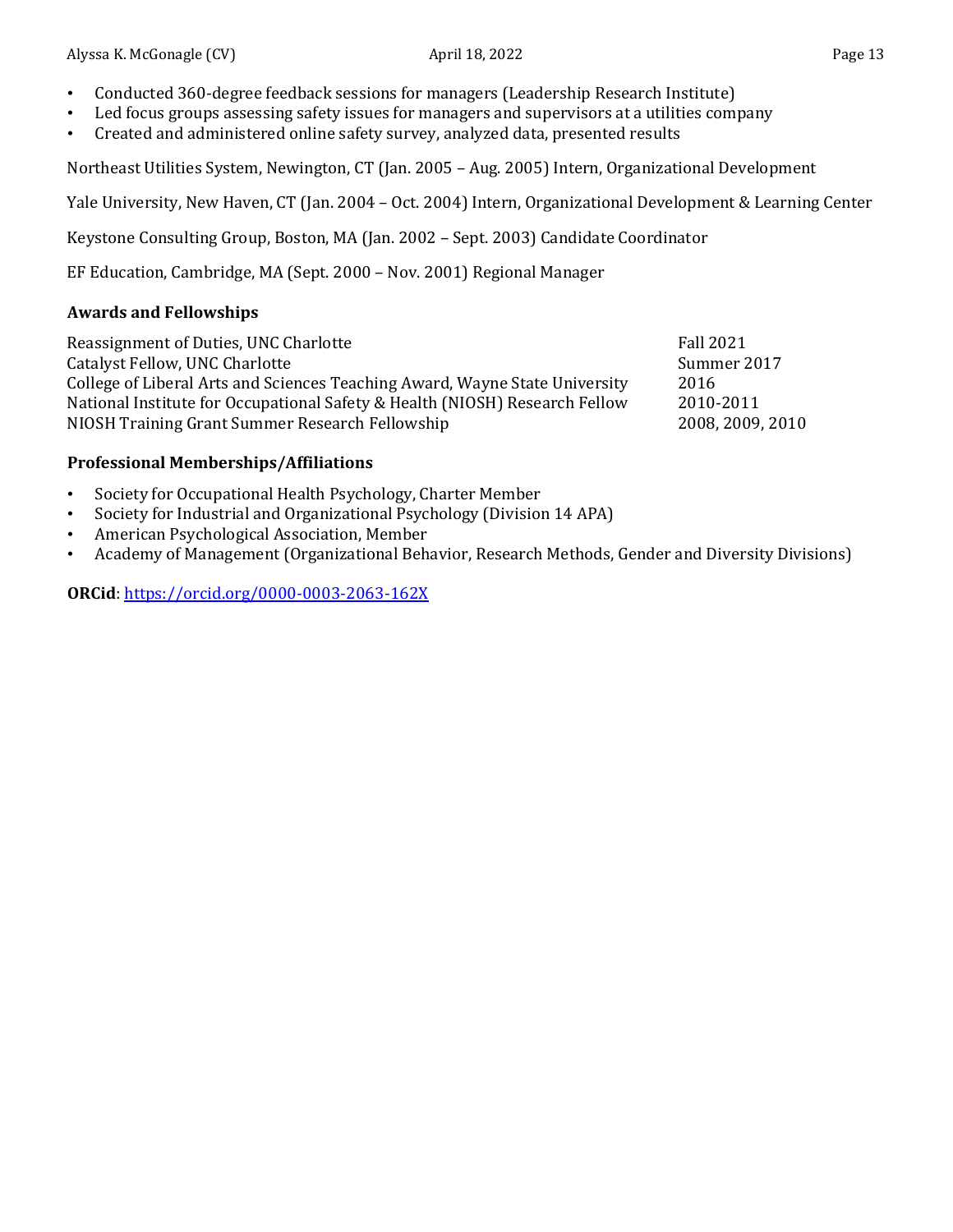- Conducted 360-degree feedback sessions for managers (Leadership Research Institute)
- Led focus groups assessing safety issues for managers and supervisors at a utilities company
- Created and administered online safety survey, analyzed data, presented results

Northeast Utilities System, Newington, CT (Jan. 2005 – Aug. 2005) Intern, Organizational Development

Yale University, New Haven, CT (Jan. 2004 – Oct. 2004) Intern, Organizational Development & Learning Center

Keystone Consulting Group, Boston, MA (Jan. 2002 – Sept. 2003) Candidate Coordinator

EF Education, Cambridge, MA (Sept. 2000 – Nov. 2001) Regional Manager

### Awards and Fellowships

| | |
|---|---|
| Reassignment of Duties, UNC Charlotte | Fall 2021 |
| Catalyst Fellow, UNC Charlotte | Summer 2017 |
| College of Liberal Arts and Sciences Teaching Award, Wayne State University | 2016 |
| National Institute for Occupational Safety & Health (NIOSH) Research Fellow | 2010-2011 |
| NIOSH Training Grant Summer Research Fellowship | 2008, 2009, 2010 |

### Professional Memberships/Affiliations

- Society for Occupational Health Psychology, Charter Member
- Society for Industrial and Organizational Psychology (Division 14 APA)
- American Psychological Association, Member
- Academy of Management (Organizational Behavior, Research Methods, Gender and Diversity Divisions)

**ORCid**: https://orcid.org/0000-0003-2063-162X